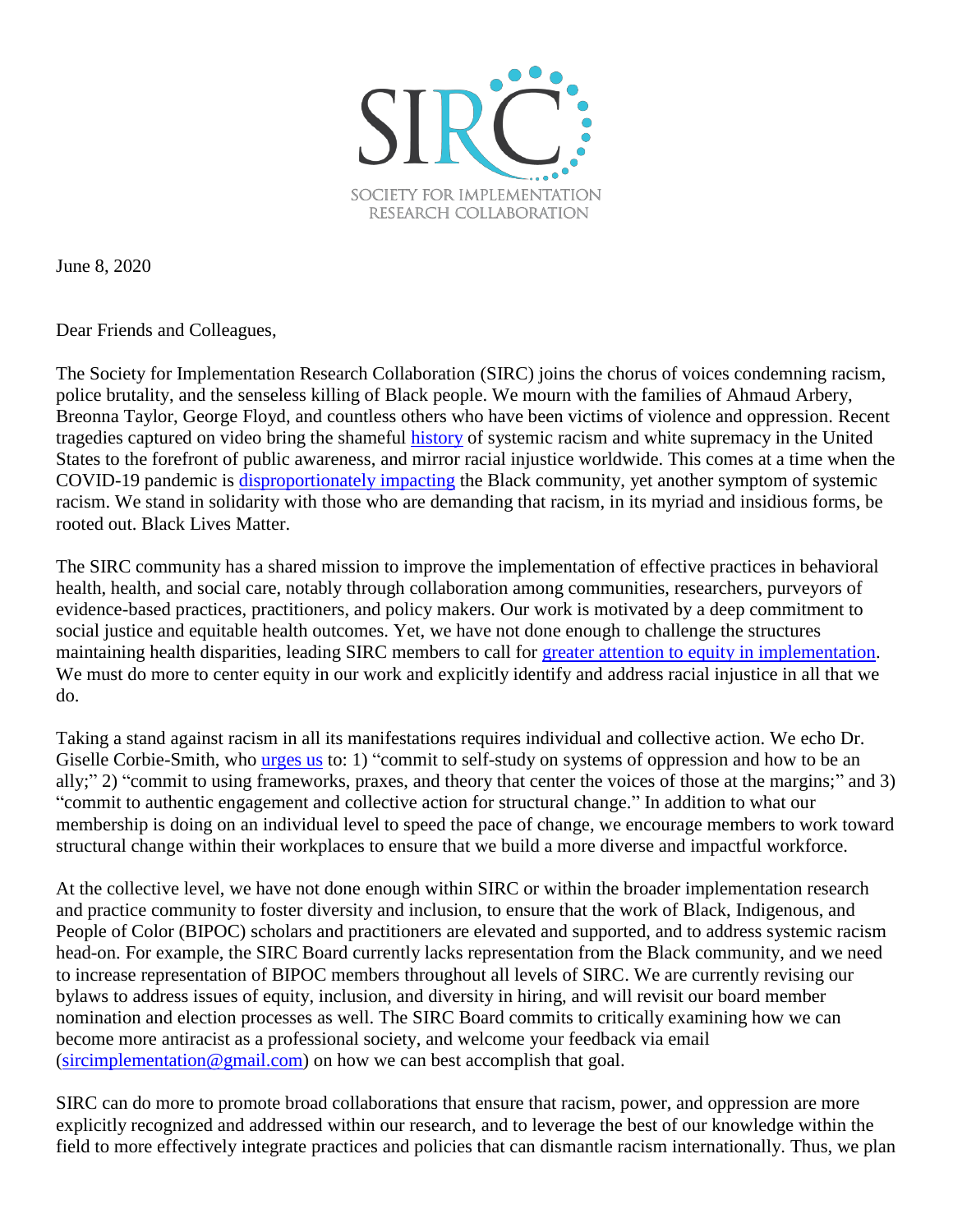SIRC

SOCIETY FOR IMPLEMENTATION RESEARCH COLLABORATION

June 8, 2020

Dear Friends and Colleagues,

The Society for Implementation Research Collaboration (SIRC) joins the chorus of voices condemning racism, police brutality, and the senseless killing of Black people. We mourn with the families of Ahmaud Arbery, Breonna Taylor, George Floyd, and countless others who have been victims of violence and oppression. Recent tragedies captured on video bring the shameful history of systemic racism and white supremacy in the United States to the forefront of public awareness, and mirror racial injustice worldwide. This comes at a time when the COVID-19 pandemic is disproportionately impacting the Black community, yet another symptom of systemic racism. We stand in solidarity with those who are demanding that racism, in its myriad and insidious forms, be rooted out. Black Lives Matter.

The SIRC community has a shared mission to improve the implementation of effective practices in behavioral health, health, and social care, notably through collaboration among communities, researchers, purveyors of evidence-based practices, practitioners, and policy makers. Our work is motivated by a deep commitment to social justice and equitable health outcomes. Yet, we have not done enough to challenge the structures maintaining health disparities, leading SIRC members to call for greater attention to equity in implementation. We must do more to center equity in our work and explicitly identify and address racial injustice in all that we do.

Taking a stand against racism in all its manifestations requires individual and collective action. We echo Dr. Giselle Corbie-Smith, who urges us to: 1) "commit to self-study on systems of oppression and how to be an ally;" 2) "commit to using frameworks, praxes, and theory that center the voices of those at the margins;" and 3) "commit to authentic engagement and collective action for structural change." In addition to what our membership is doing on an individual level to speed the pace of change, we encourage members to work toward structural change within their workplaces to ensure that we build a more diverse and impactful workforce.

At the collective level, we have not done enough within SIRC or within the broader implementation research and practice community to foster diversity and inclusion, to ensure that the work of Black, Indigenous, and People of Color (BIPOC) scholars and practitioners are elevated and supported, and to address systemic racism head-on. For example, the SIRC Board currently lacks representation from the Black community, and we need to increase representation of BIPOC members throughout all levels of SIRC. We are currently revising our bylaws to address issues of equity, inclusion, and diversity in hiring, and will revisit our board member nomination and election processes as well. The SIRC Board commits to critically examining how we can become more antiracist as a professional society, and welcome your feedback via email (sircimplementation@gmail.com) on how we can best accomplish that goal.

SIRC can do more to promote broad collaborations that ensure that racism, power, and oppression are more explicitly recognized and addressed within our research, and to leverage the best of our knowledge within the field to more effectively integrate practices and policies that can dismantle racism internationally. Thus, we plan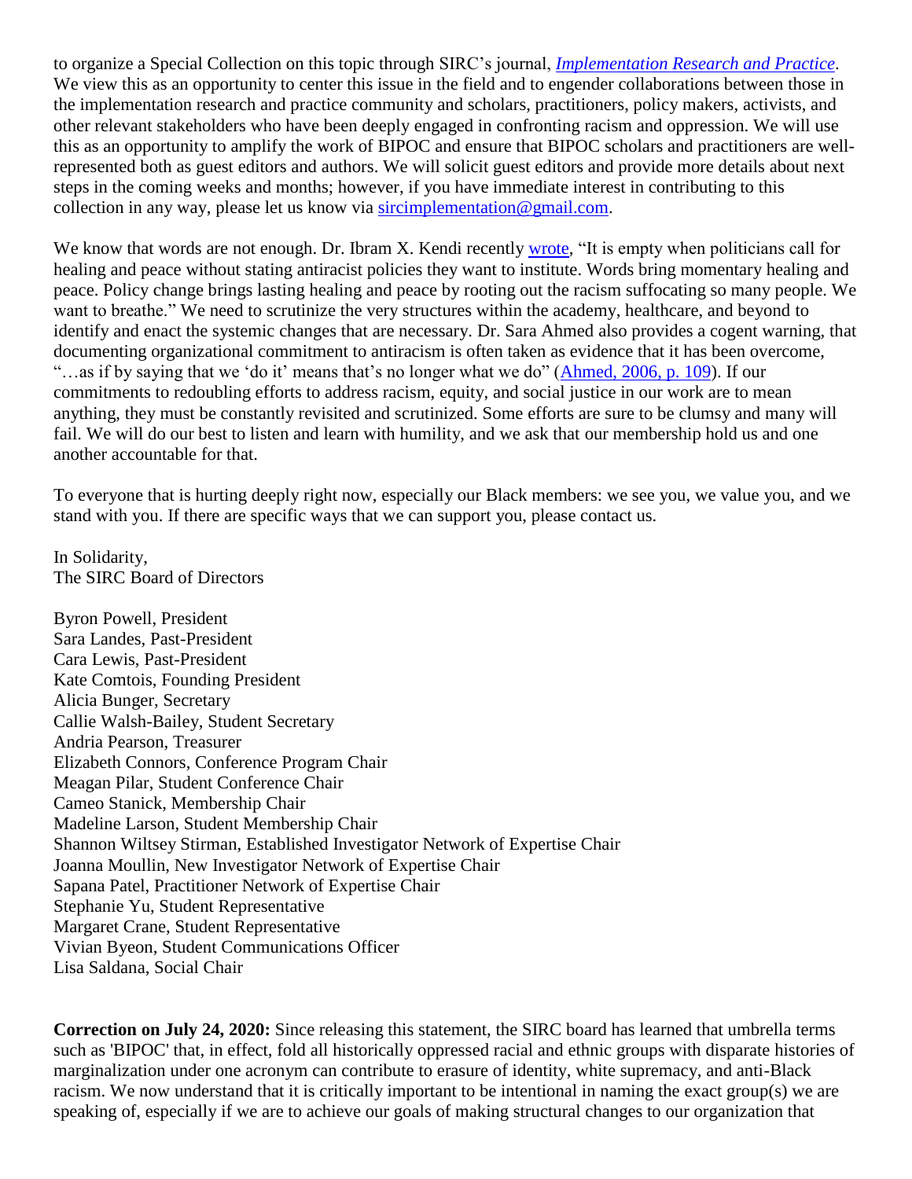to organize a Special Collection on this topic through SIRC's journal, *Implementation Research and Practice*. We view this as an opportunity to center this issue in the field and to engender collaborations between those in the implementation research and practice community and scholars, practitioners, policy makers, activists, and other relevant stakeholders who have been deeply engaged in confronting racism and oppression. We will use this as an opportunity to amplify the work of BIPOC and ensure that BIPOC scholars and practitioners are well-represented both as guest editors and authors. We will solicit guest editors and provide more details about next steps in the coming weeks and months; however, if you have immediate interest in contributing to this collection in any way, please let us know via sircimplementation@gmail.com.

We know that words are not enough. Dr. Ibram X. Kendi recently wrote, "It is empty when politicians call for healing and peace without stating antiracist policies they want to institute. Words bring momentary healing and peace. Policy change brings lasting healing and peace by rooting out the racism suffocating so many people. We want to breathe." We need to scrutinize the very structures within the academy, healthcare, and beyond to identify and enact the systemic changes that are necessary. Dr. Sara Ahmed also provides a cogent warning, that documenting organizational commitment to antiracism is often taken as evidence that it has been overcome, "…as if by saying that we 'do it' means that's no longer what we do" (Ahmed, 2006, p. 109). If our commitments to redoubling efforts to address racism, equity, and social justice in our work are to mean anything, they must be constantly revisited and scrutinized. Some efforts are sure to be clumsy and many will fail. We will do our best to listen and learn with humility, and we ask that our membership hold us and one another accountable for that.

To everyone that is hurting deeply right now, especially our Black members: we see you, we value you, and we stand with you. If there are specific ways that we can support you, please contact us.

In Solidarity,
The SIRC Board of Directors

Byron Powell, President
Sara Landes, Past-President
Cara Lewis, Past-President
Kate Comtois, Founding President
Alicia Bunger, Secretary
Callie Walsh-Bailey, Student Secretary
Andria Pearson, Treasurer
Elizabeth Connors, Conference Program Chair
Meagan Pilar, Student Conference Chair
Cameo Stanick, Membership Chair
Madeline Larson, Student Membership Chair
Shannon Wiltsey Stirman, Established Investigator Network of Expertise Chair
Joanna Moullin, New Investigator Network of Expertise Chair
Sapana Patel, Practitioner Network of Expertise Chair
Stephanie Yu, Student Representative
Margaret Crane, Student Representative
Vivian Byeon, Student Communications Officer
Lisa Saldana, Social Chair

**Correction on July 24, 2020:** Since releasing this statement, the SIRC board has learned that umbrella terms such as 'BIPOC' that, in effect, fold all historically oppressed racial and ethnic groups with disparate histories of marginalization under one acronym can contribute to erasure of identity, white supremacy, and anti-Black racism. We now understand that it is critically important to be intentional in naming the exact group(s) we are speaking of, especially if we are to achieve our goals of making structural changes to our organization that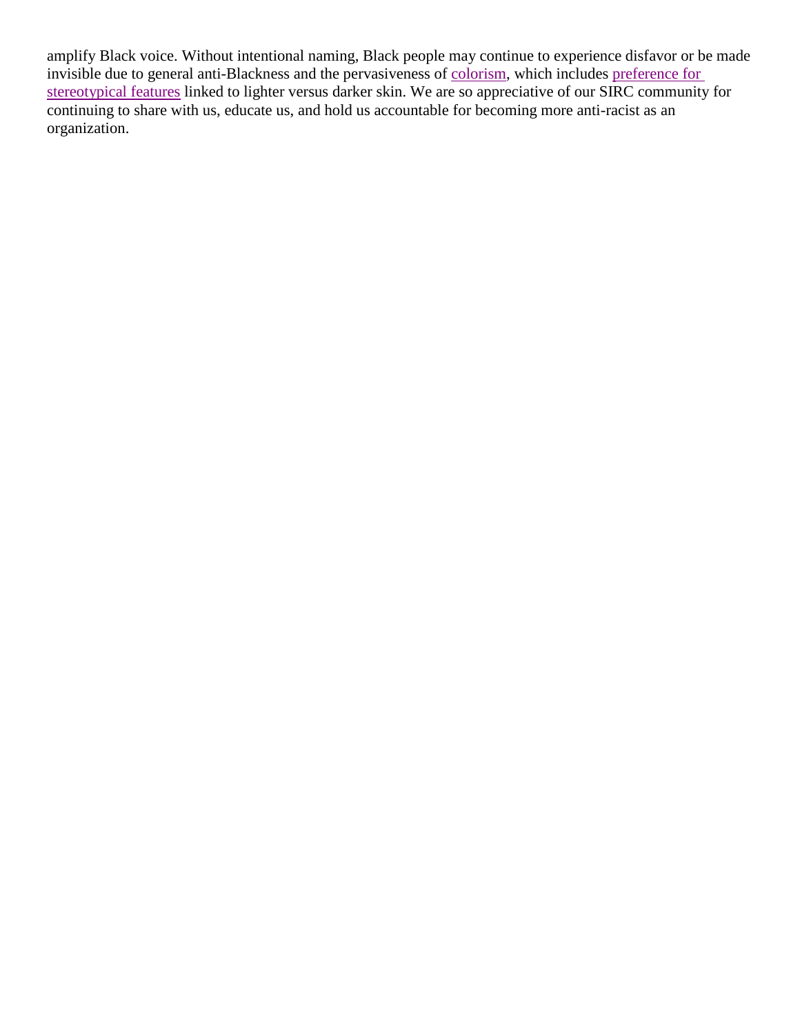amplify Black voice. Without intentional naming, Black people may continue to experience disfavor or be made invisible due to general anti-Blackness and the pervasiveness of colorism, which includes preference for stereotypical features linked to lighter versus darker skin. We are so appreciative of our SIRC community for continuing to share with us, educate us, and hold us accountable for becoming more anti-racist as an organization.